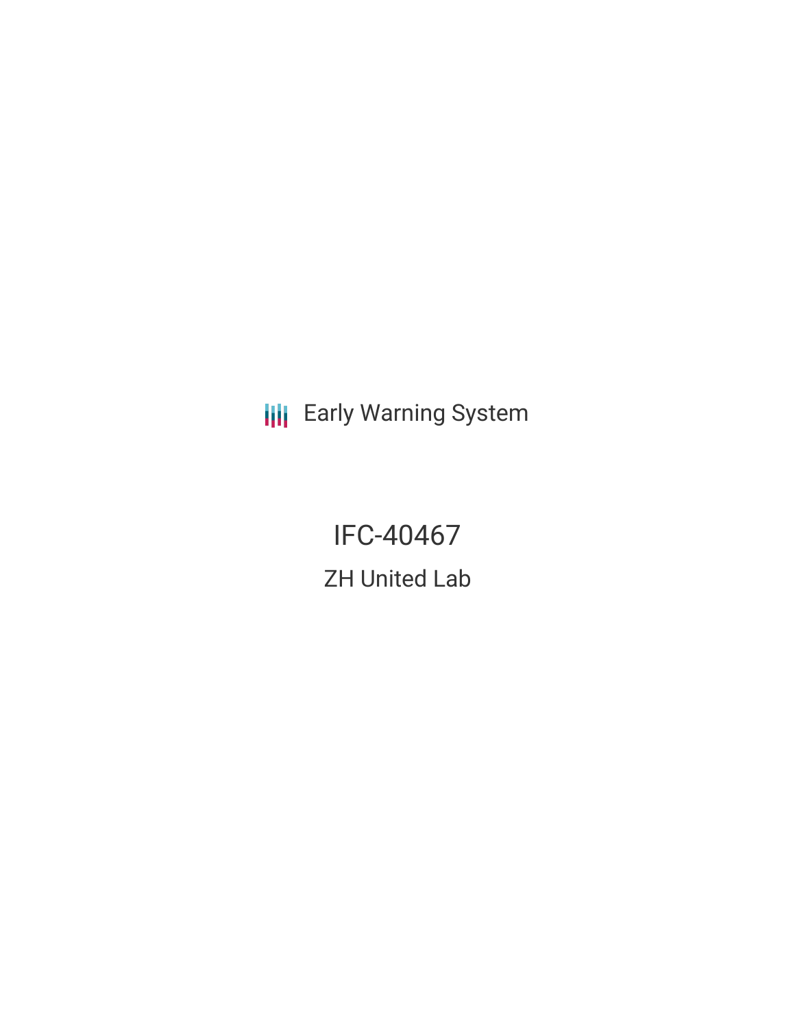Early Warning System

# IFC-40467

## ZH United Lab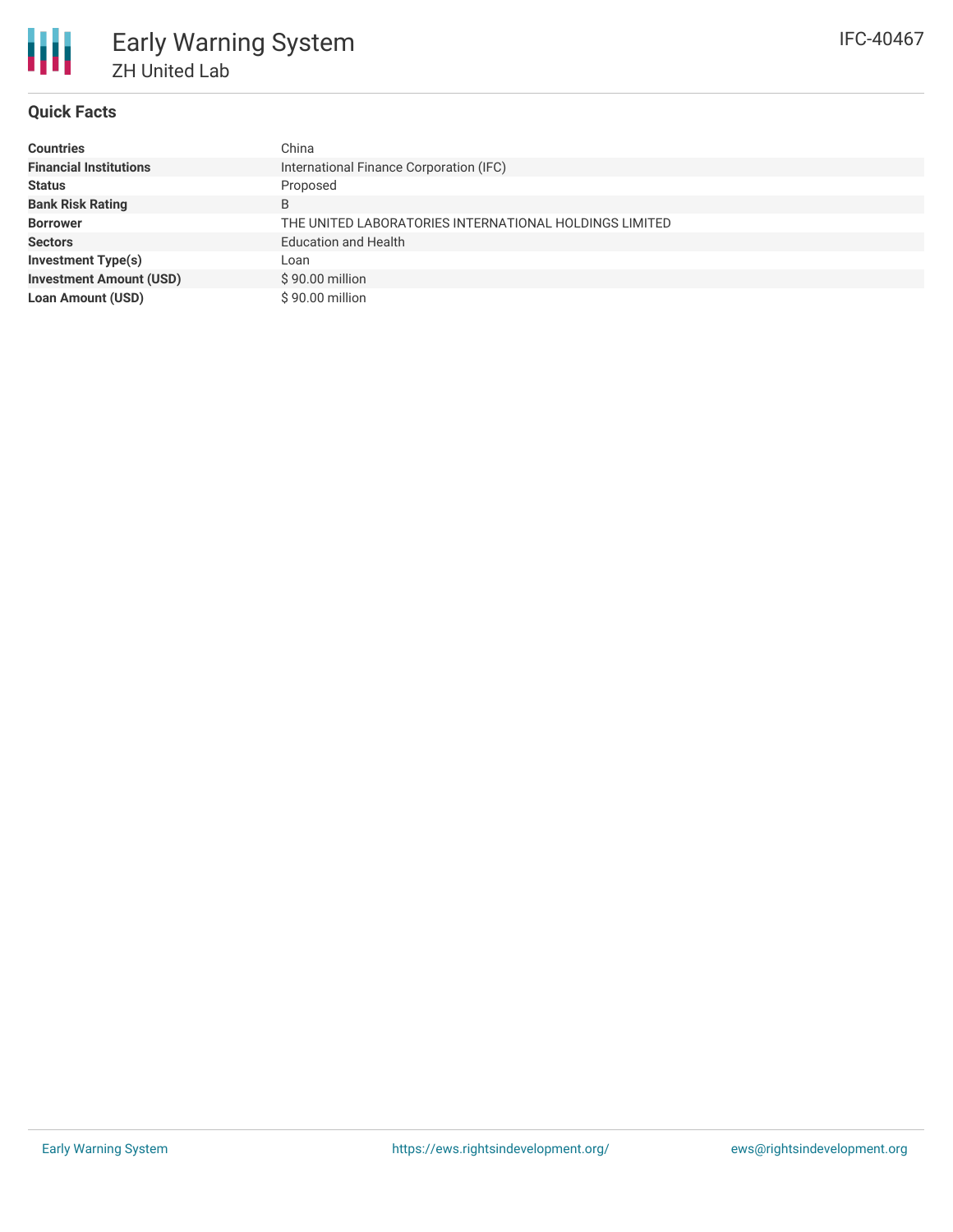# Early Warning System

## ZH United Lab

IFC-40467

### Quick Facts

| | |
|---|---|
| **Countries** | China |
| **Financial Institutions** | International Finance Corporation (IFC) |
| **Status** | Proposed |
| **Bank Risk Rating** | B |
| **Borrower** | THE UNITED LABORATORIES INTERNATIONAL HOLDINGS LIMITED |
| **Sectors** | Education and Health |
| **Investment Type(s)** | Loan |
| **Investment Amount (USD)** | $ 90.00 million |
| **Loan Amount (USD)** | $ 90.00 million |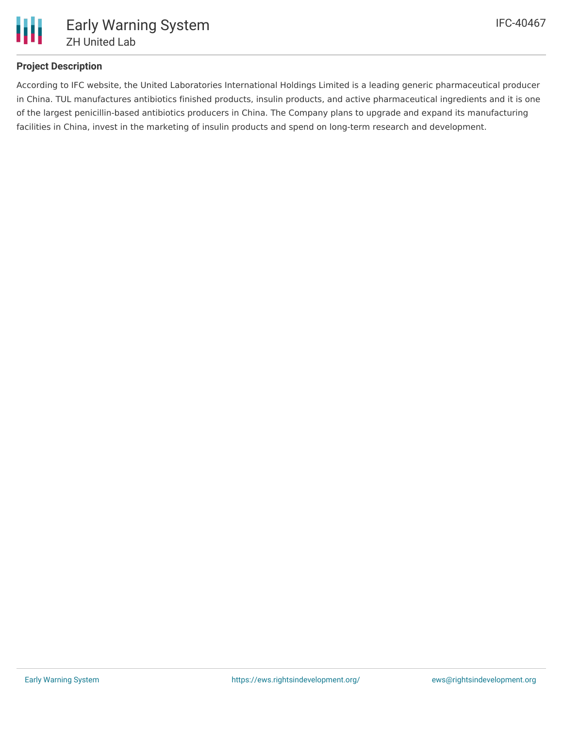## Project Description

According to IFC website, the United Laboratories International Holdings Limited is a leading generic pharmaceutical producer in China. TUL manufactures antibiotics finished products, insulin products, and active pharmaceutical ingredients and it is one of the largest penicillin-based antibiotics producers in China. The Company plans to upgrade and expand its manufacturing facilities in China, invest in the marketing of insulin products and spend on long-term research and development.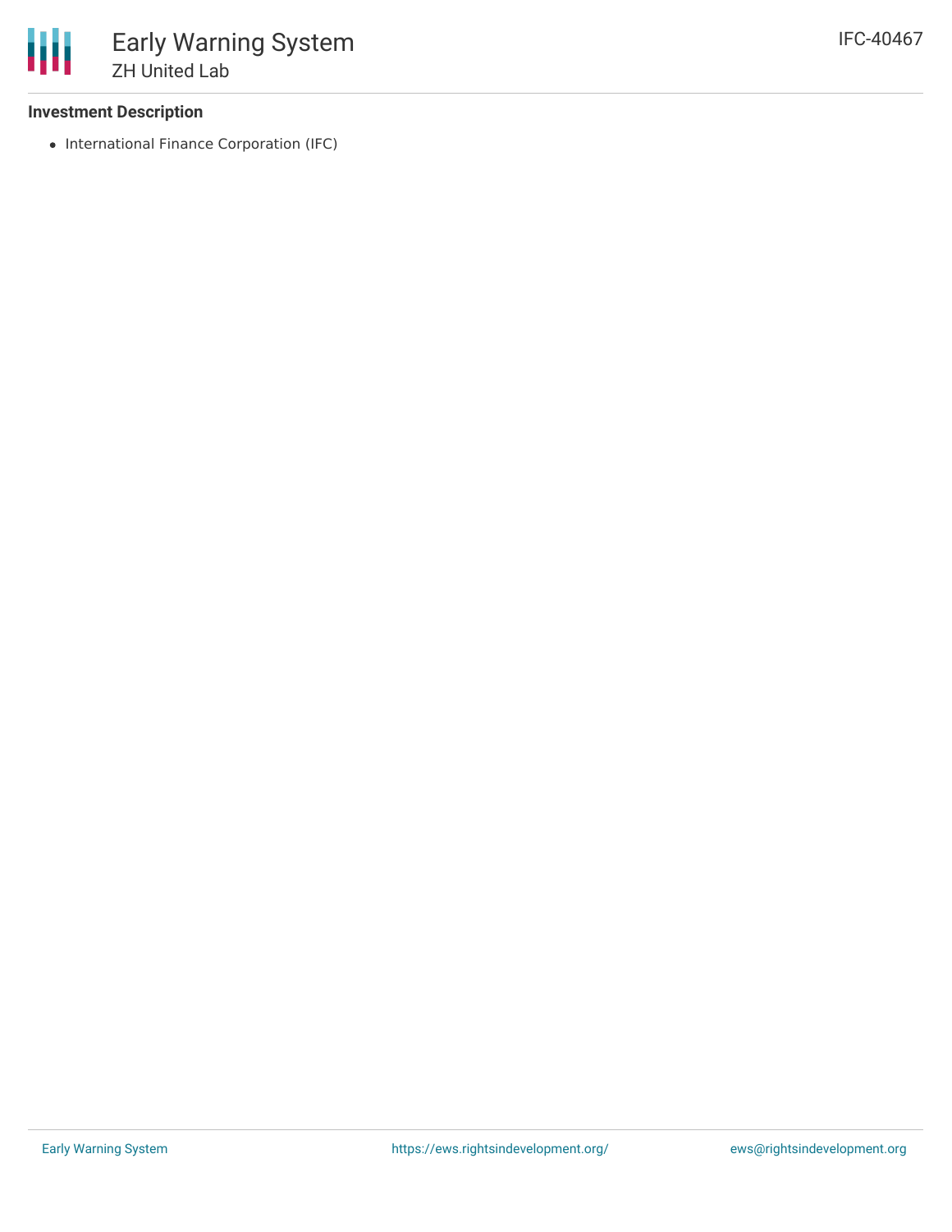### Investment Description

- International Finance Corporation (IFC)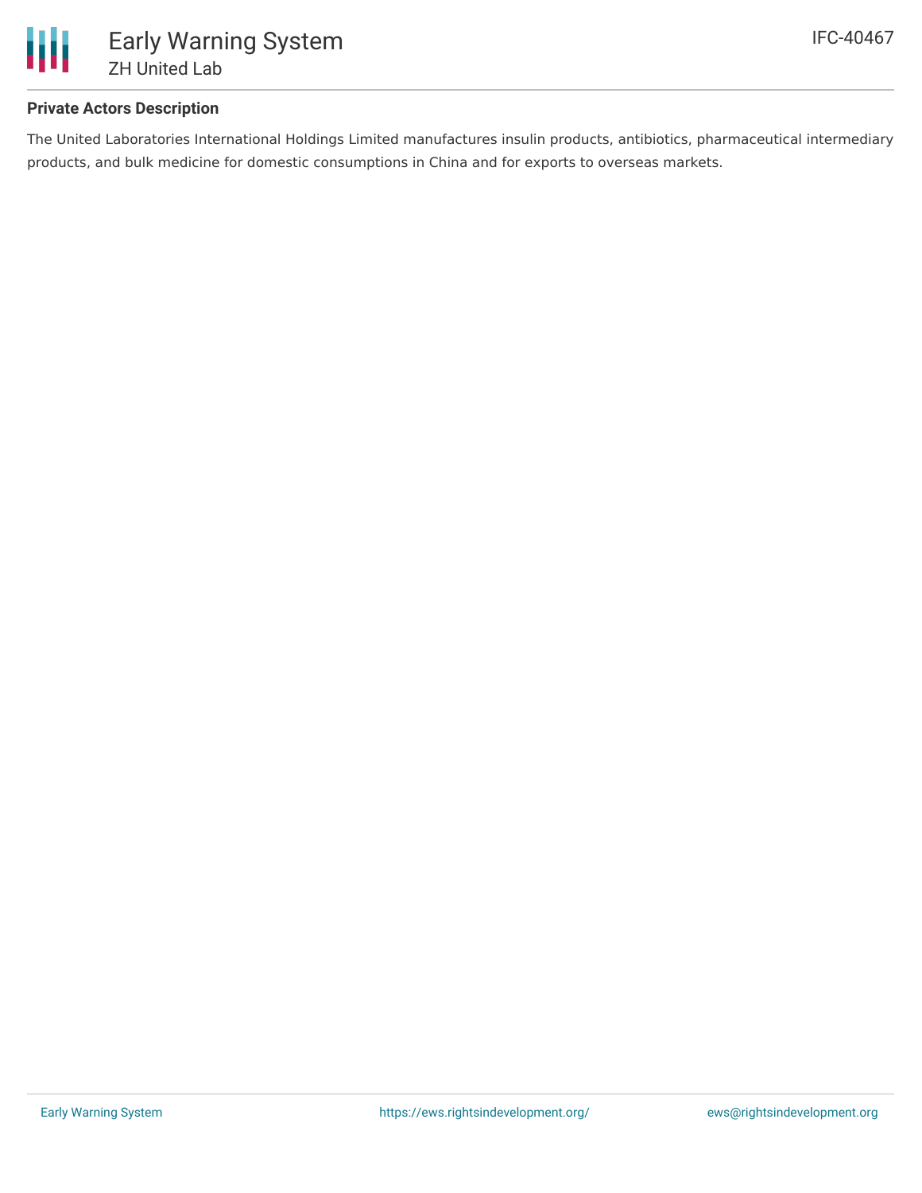**Private Actors Description**

The United Laboratories International Holdings Limited manufactures insulin products, antibiotics, pharmaceutical intermediary products, and bulk medicine for domestic consumptions in China and for exports to overseas markets.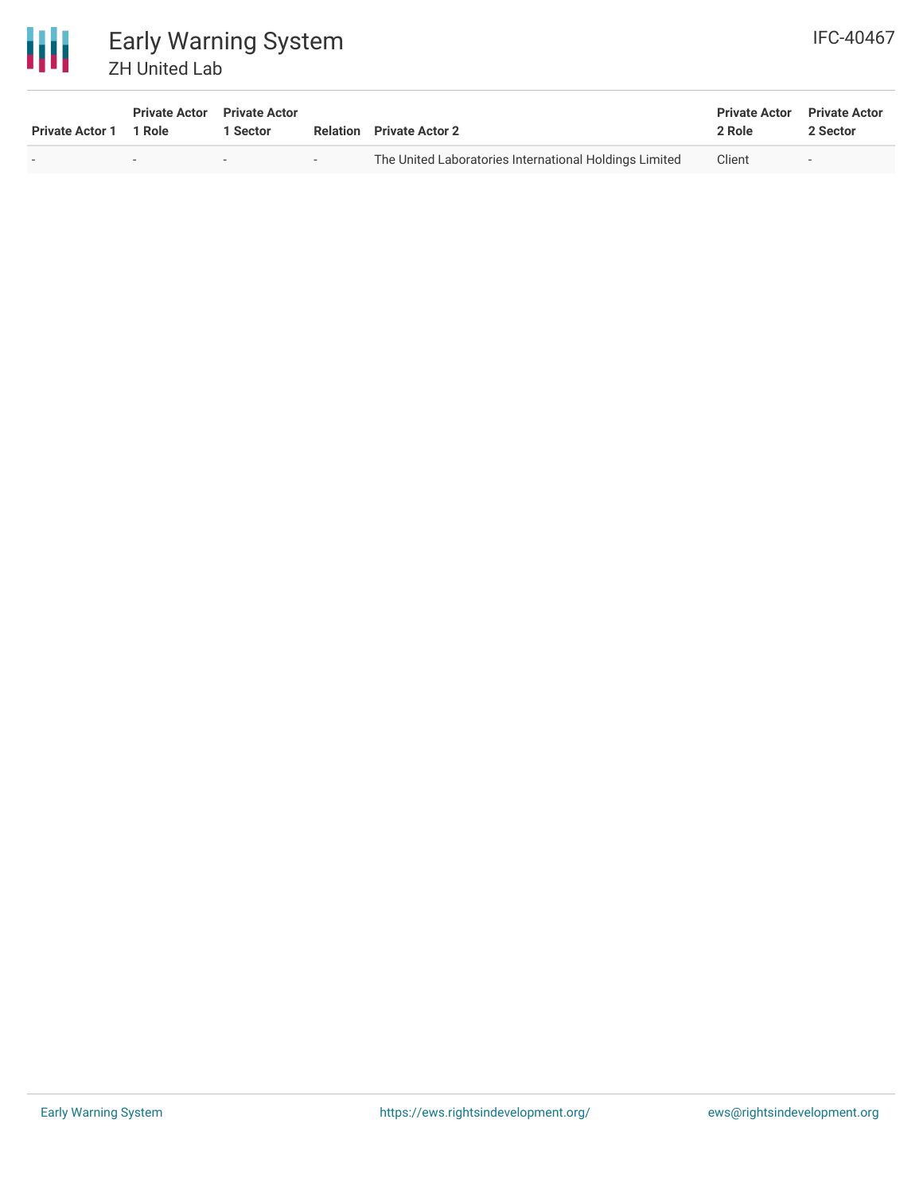| Private Actor 1 | Private Actor 1 Role | Private Actor 1 Sector | Relation | Private Actor 2 | Private Actor 2 Role | Private Actor 2 Sector |
|---|---|---|---|---|---|---|
| - | - | - | - | The United Laboratories International Holdings Limited | Client | - |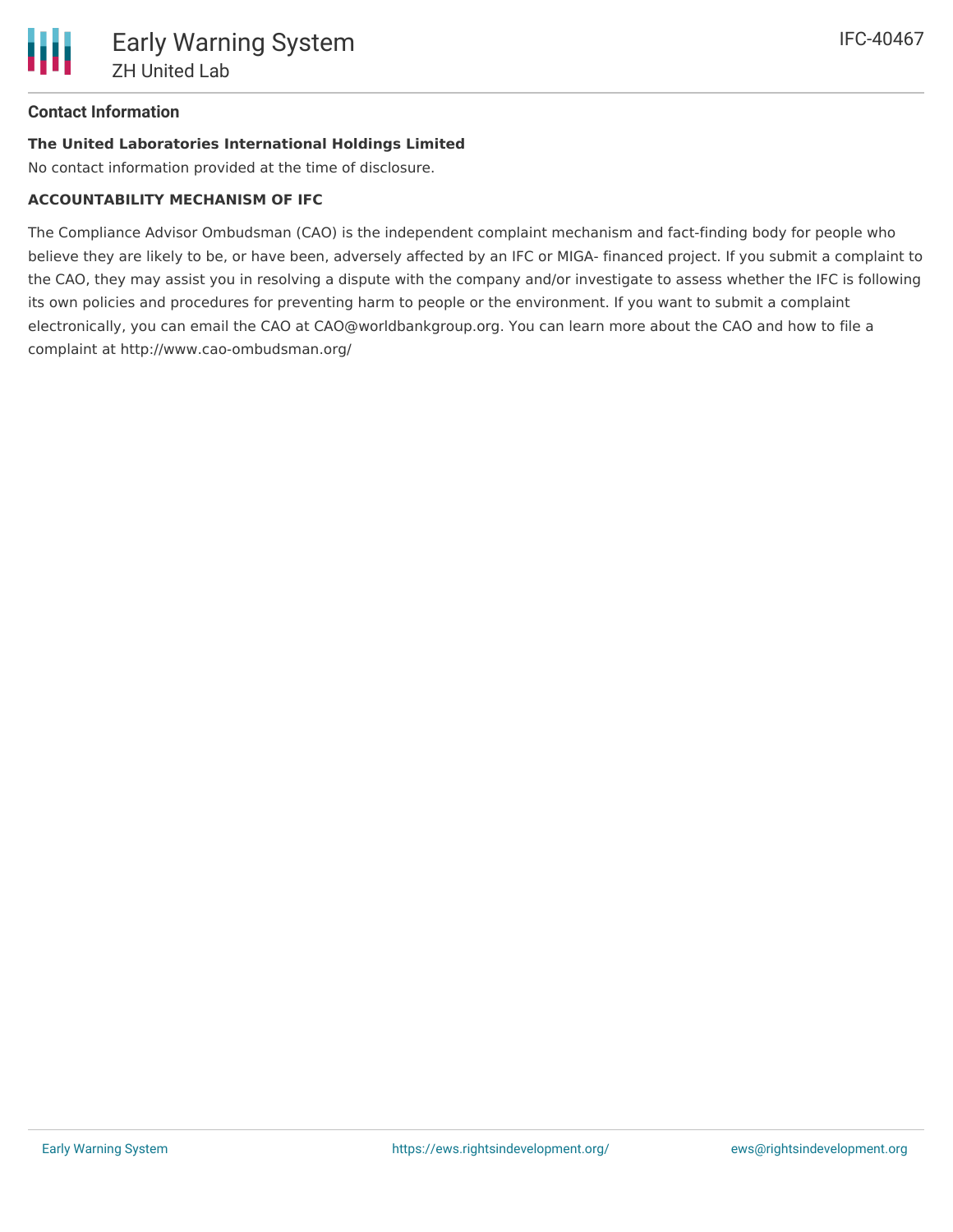## Contact Information

**The United Laboratories International Holdings Limited**

No contact information provided at the time of disclosure.

**ACCOUNTABILITY MECHANISM OF IFC**

The Compliance Advisor Ombudsman (CAO) is the independent complaint mechanism and fact-finding body for people who believe they are likely to be, or have been, adversely affected by an IFC or MIGA- financed project. If you submit a complaint to the CAO, they may assist you in resolving a dispute with the company and/or investigate to assess whether the IFC is following its own policies and procedures for preventing harm to people or the environment. If you want to submit a complaint electronically, you can email the CAO at CAO@worldbankgroup.org. You can learn more about the CAO and how to file a complaint at http://www.cao-ombudsman.org/